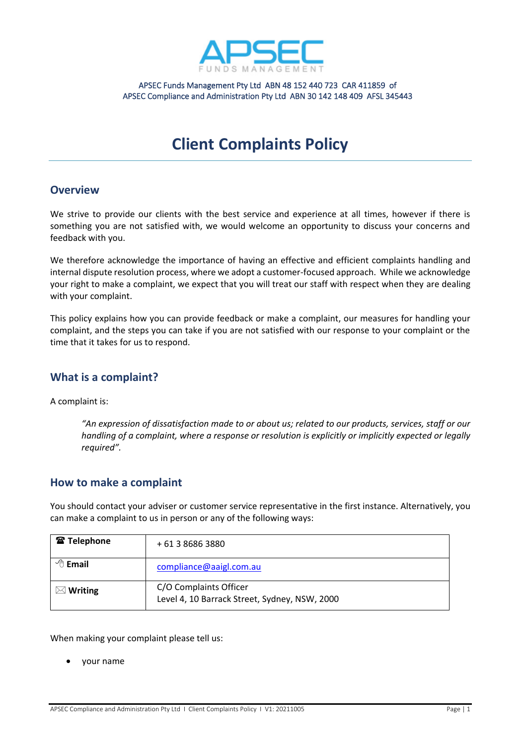APSEC Funds Management Pty Ltd ABN 48 152 440 723 CAR 411859 of
APSEC Compliance and Administration Pty Ltd ABN 30 142 148 409 AFSL 345443

# Client Complaints Policy

## Overview

We strive to provide our clients with the best service and experience at all times, however if there is something you are not satisfied with, we would welcome an opportunity to discuss your concerns and feedback with you.

We therefore acknowledge the importance of having an effective and efficient complaints handling and internal dispute resolution process, where we adopt a customer-focused approach. While we acknowledge your right to make a complaint, we expect that you will treat our staff with respect when they are dealing with your complaint.

This policy explains how you can provide feedback or make a complaint, our measures for handling your complaint, and the steps you can take if you are not satisfied with our response to your complaint or the time that it takes for us to respond.

## What is a complaint?

A complaint is:

> *"An expression of dissatisfaction made to or about us; related to our products, services, staff or our handling of a complaint, where a response or resolution is explicitly or implicitly expected or legally required".*

## How to make a complaint

You should contact your adviser or customer service representative in the first instance. Alternatively, you can make a complaint to us in person or any of the following ways:

| | |
|---|---|
| **Telephone** | + 61 3 8686 3880 |
| **Email** | compliance@aaigl.com.au |
| **Writing** | C/O Complaints Officer<br>Level 4, 10 Barrack Street, Sydney, NSW, 2000 |

When making your complaint please tell us:

- your name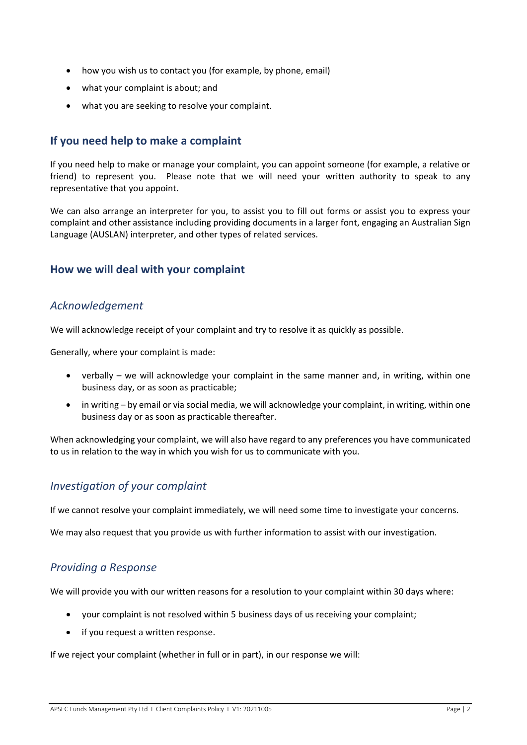- how you wish us to contact you (for example, by phone, email)
- what your complaint is about; and
- what you are seeking to resolve your complaint.

## If you need help to make a complaint

If you need help to make or manage your complaint, you can appoint someone (for example, a relative or friend) to represent you. Please note that we will need your written authority to speak to any representative that you appoint.

We can also arrange an interpreter for you, to assist you to fill out forms or assist you to express your complaint and other assistance including providing documents in a larger font, engaging an Australian Sign Language (AUSLAN) interpreter, and other types of related services.

## How we will deal with your complaint

### *Acknowledgement*

We will acknowledge receipt of your complaint and try to resolve it as quickly as possible.

Generally, where your complaint is made:

- verbally – we will acknowledge your complaint in the same manner and, in writing, within one business day, or as soon as practicable;
- in writing – by email or via social media, we will acknowledge your complaint, in writing, within one business day or as soon as practicable thereafter.

When acknowledging your complaint, we will also have regard to any preferences you have communicated to us in relation to the way in which you wish for us to communicate with you.

### *Investigation of your complaint*

If we cannot resolve your complaint immediately, we will need some time to investigate your concerns.

We may also request that you provide us with further information to assist with our investigation.

### *Providing a Response*

We will provide you with our written reasons for a resolution to your complaint within 30 days where:

- your complaint is not resolved within 5 business days of us receiving your complaint;
- if you request a written response.

If we reject your complaint (whether in full or in part), in our response we will: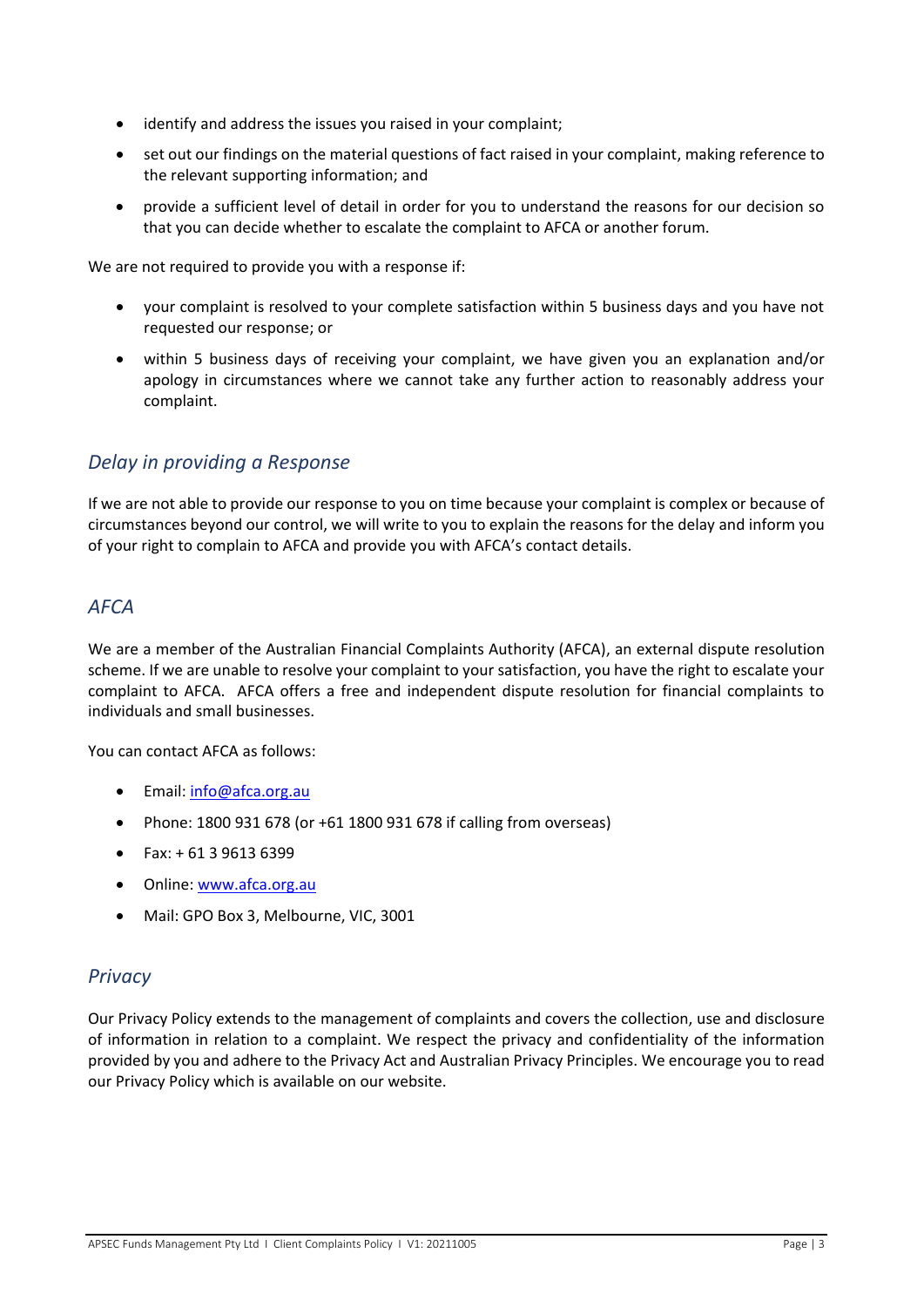- identify and address the issues you raised in your complaint;
- set out our findings on the material questions of fact raised in your complaint, making reference to the relevant supporting information; and
- provide a sufficient level of detail in order for you to understand the reasons for our decision so that you can decide whether to escalate the complaint to AFCA or another forum.

We are not required to provide you with a response if:

- your complaint is resolved to your complete satisfaction within 5 business days and you have not requested our response; or
- within 5 business days of receiving your complaint, we have given you an explanation and/or apology in circumstances where we cannot take any further action to reasonably address your complaint.

## *Delay in providing a Response*

If we are not able to provide our response to you on time because your complaint is complex or because of circumstances beyond our control, we will write to you to explain the reasons for the delay and inform you of your right to complain to AFCA and provide you with AFCA's contact details.

## *AFCA*

We are a member of the Australian Financial Complaints Authority (AFCA), an external dispute resolution scheme. If we are unable to resolve your complaint to your satisfaction, you have the right to escalate your complaint to AFCA. AFCA offers a free and independent dispute resolution for financial complaints to individuals and small businesses.

You can contact AFCA as follows:

- Email: info@afca.org.au
- Phone: 1800 931 678 (or +61 1800 931 678 if calling from overseas)
- Fax: + 61 3 9613 6399
- Online: www.afca.org.au
- Mail: GPO Box 3, Melbourne, VIC, 3001

## *Privacy*

Our Privacy Policy extends to the management of complaints and covers the collection, use and disclosure of information in relation to a complaint. We respect the privacy and confidentiality of the information provided by you and adhere to the Privacy Act and Australian Privacy Principles. We encourage you to read our Privacy Policy which is available on our website.